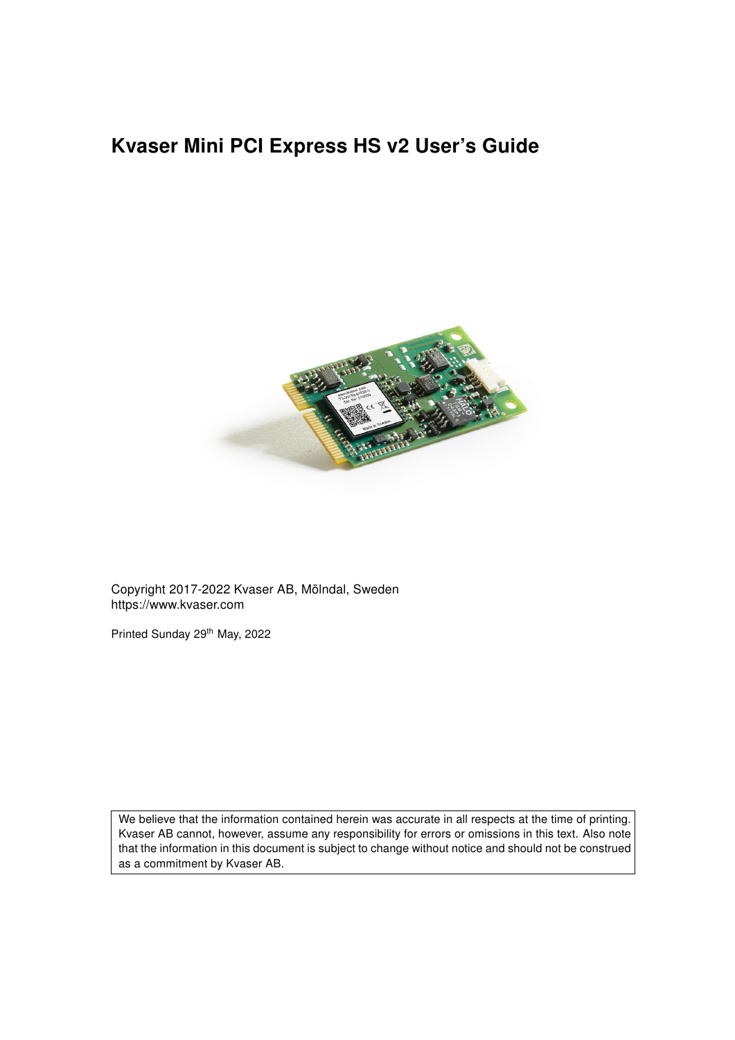# Kvaser Mini PCI Express HS v2 User's Guide

Copyright 2017-2022 Kvaser AB, Mölndal, Sweden
https://www.kvaser.com

Printed Sunday 29th May, 2022

We believe that the information contained herein was accurate in all respects at the time of printing. Kvaser AB cannot, however, assume any responsibility for errors or omissions in this text. Also note that the information in this document is subject to change without notice and should not be construed as a commitment by Kvaser AB.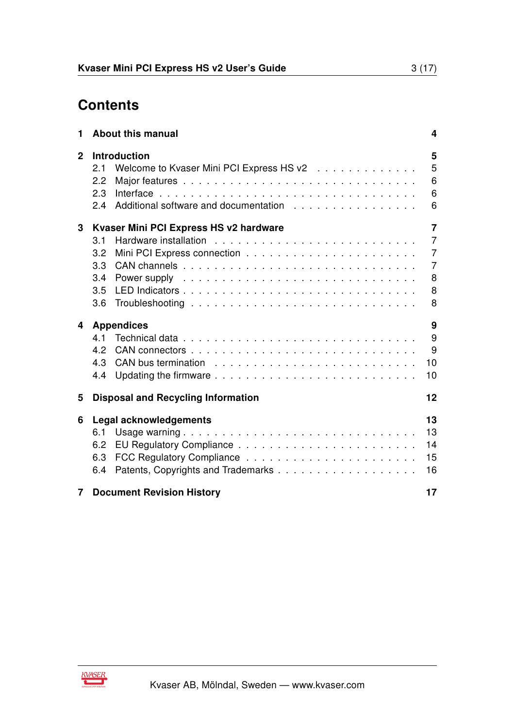# Contents

**1 About this manual** **4**

**2 Introduction** **5**

- 2.1 Welcome to Kvaser Mini PCI Express HS v2 . . . . . . . . . . . . . 5
- 2.2 Major features . . . . . . . . . . . . . . . . . . . . . . . . . . . . 6
- 2.3 Interface . . . . . . . . . . . . . . . . . . . . . . . . . . . . . . . 6
- 2.4 Additional software and documentation . . . . . . . . . . . . . . . 6

**3 Kvaser Mini PCI Express HS v2 hardware** **7**

- 3.1 Hardware installation . . . . . . . . . . . . . . . . . . . . . . . . 7
- 3.2 Mini PCI Express connection . . . . . . . . . . . . . . . . . . . . 7
- 3.3 CAN channels . . . . . . . . . . . . . . . . . . . . . . . . . . . . 7
- 3.4 Power supply . . . . . . . . . . . . . . . . . . . . . . . . . . . . 8
- 3.5 LED Indicators . . . . . . . . . . . . . . . . . . . . . . . . . . . 8
- 3.6 Troubleshooting . . . . . . . . . . . . . . . . . . . . . . . . . . . 8

**4 Appendices** **9**

- 4.1 Technical data . . . . . . . . . . . . . . . . . . . . . . . . . . . . 9
- 4.2 CAN connectors . . . . . . . . . . . . . . . . . . . . . . . . . . . 9
- 4.3 CAN bus termination . . . . . . . . . . . . . . . . . . . . . . . . 10
- 4.4 Updating the firmware . . . . . . . . . . . . . . . . . . . . . . . 10

**5 Disposal and Recycling Information** **12**

**6 Legal acknowledgements** **13**

- 6.1 Usage warning . . . . . . . . . . . . . . . . . . . . . . . . . . . . 13
- 6.2 EU Regulatory Compliance . . . . . . . . . . . . . . . . . . . . . 14
- 6.3 FCC Regulatory Compliance . . . . . . . . . . . . . . . . . . . . 15
- 6.4 Patents, Copyrights and Trademarks . . . . . . . . . . . . . . . . 16

**7 Document Revision History** **17**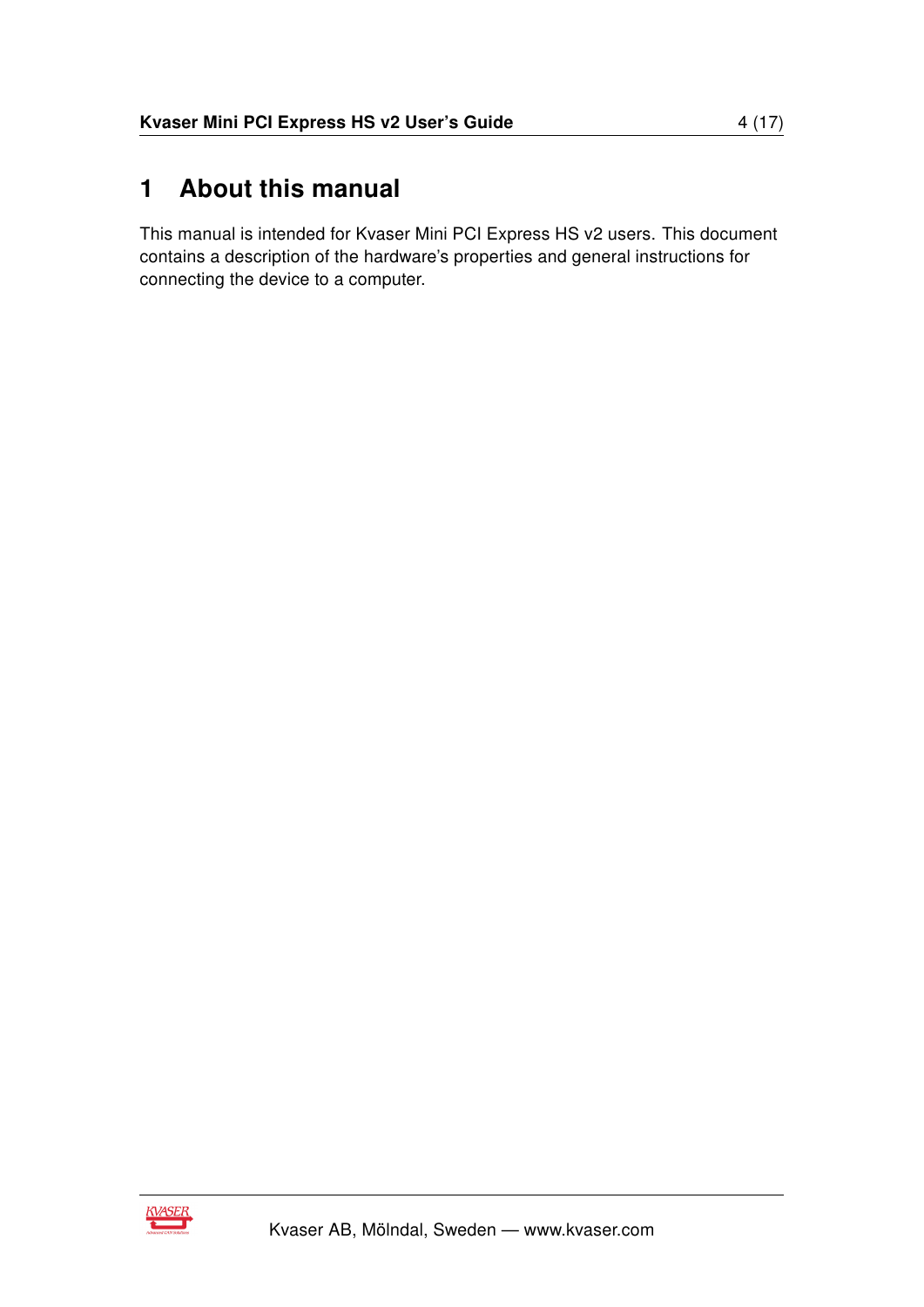# 1 About this manual

This manual is intended for Kvaser Mini PCI Express HS v2 users. This document contains a description of the hardware's properties and general instructions for connecting the device to a computer.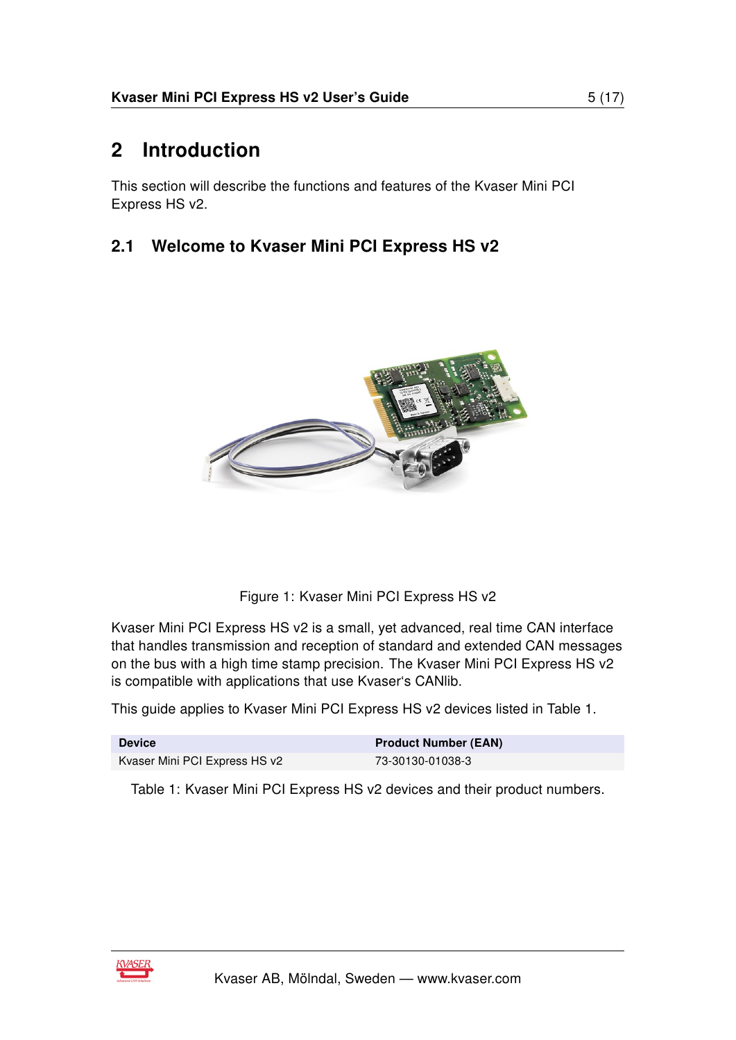# 2 Introduction

This section will describe the functions and features of the Kvaser Mini PCI Express HS v2.

## 2.1 Welcome to Kvaser Mini PCI Express HS v2

Figure 1: Kvaser Mini PCI Express HS v2

Kvaser Mini PCI Express HS v2 is a small, yet advanced, real time CAN interface that handles transmission and reception of standard and extended CAN messages on the bus with a high time stamp precision. The Kvaser Mini PCI Express HS v2 is compatible with applications that use Kvaser's CANlib.

This guide applies to Kvaser Mini PCI Express HS v2 devices listed in Table 1.

| Device | Product Number (EAN) |
|---|---|
| Kvaser Mini PCI Express HS v2 | 73-30130-01038-3 |

Table 1: Kvaser Mini PCI Express HS v2 devices and their product numbers.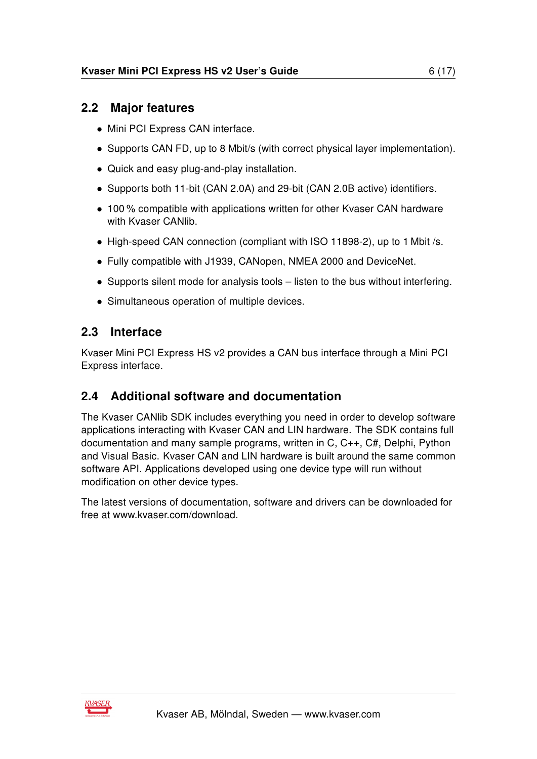## 2.2 Major features

- Mini PCI Express CAN interface.
- Supports CAN FD, up to 8 Mbit/s (with correct physical layer implementation).
- Quick and easy plug-and-play installation.
- Supports both 11-bit (CAN 2.0A) and 29-bit (CAN 2.0B active) identifiers.
- 100 % compatible with applications written for other Kvaser CAN hardware with Kvaser CANlib.
- High-speed CAN connection (compliant with ISO 11898-2), up to 1 Mbit /s.
- Fully compatible with J1939, CANopen, NMEA 2000 and DeviceNet.
- Supports silent mode for analysis tools – listen to the bus without interfering.
- Simultaneous operation of multiple devices.

## 2.3 Interface

Kvaser Mini PCI Express HS v2 provides a CAN bus interface through a Mini PCI Express interface.

## 2.4 Additional software and documentation

The Kvaser CANlib SDK includes everything you need in order to develop software applications interacting with Kvaser CAN and LIN hardware. The SDK contains full documentation and many sample programs, written in C, C++, C#, Delphi, Python and Visual Basic. Kvaser CAN and LIN hardware is built around the same common software API. Applications developed using one device type will run without modification on other device types.

The latest versions of documentation, software and drivers can be downloaded for free at www.kvaser.com/download.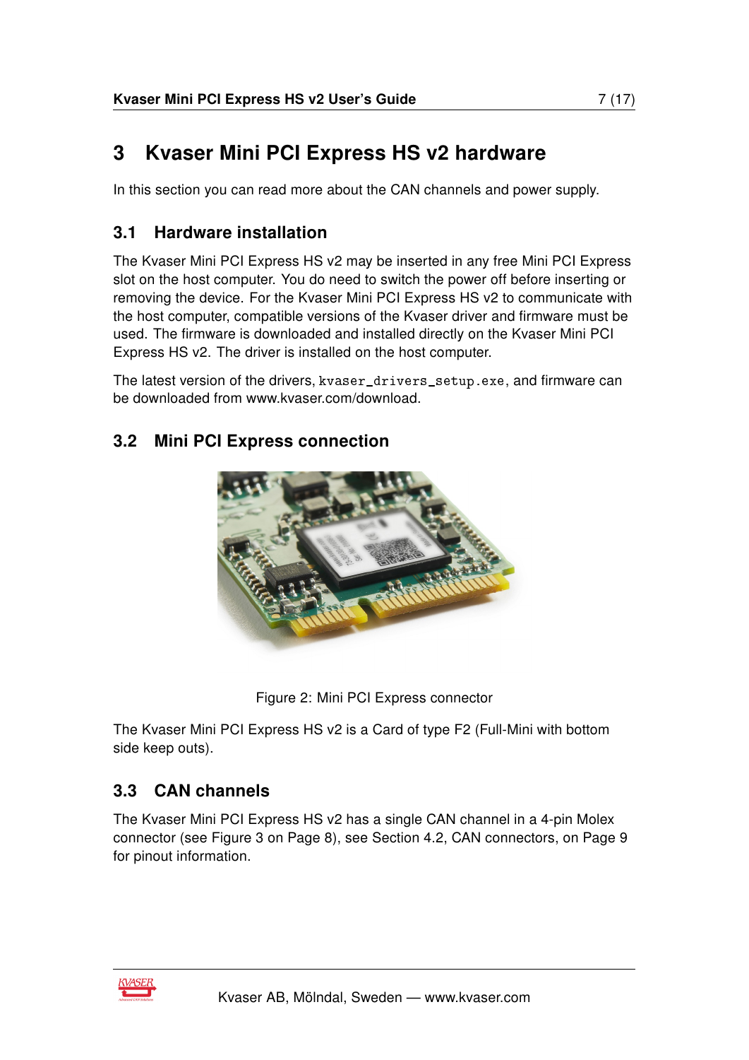# 3 Kvaser Mini PCI Express HS v2 hardware

In this section you can read more about the CAN channels and power supply.

## 3.1 Hardware installation

The Kvaser Mini PCI Express HS v2 may be inserted in any free Mini PCI Express slot on the host computer. You do need to switch the power off before inserting or removing the device. For the Kvaser Mini PCI Express HS v2 to communicate with the host computer, compatible versions of the Kvaser driver and firmware must be used. The firmware is downloaded and installed directly on the Kvaser Mini PCI Express HS v2. The driver is installed on the host computer.

The latest version of the drivers, `kvaser_drivers_setup.exe`, and firmware can be downloaded from www.kvaser.com/download.

## 3.2 Mini PCI Express connection

Figure 2: Mini PCI Express connector

The Kvaser Mini PCI Express HS v2 is a Card of type F2 (Full-Mini with bottom side keep outs).

## 3.3 CAN channels

The Kvaser Mini PCI Express HS v2 has a single CAN channel in a 4-pin Molex connector (see Figure 3 on Page 8), see Section 4.2, CAN connectors, on Page 9 for pinout information.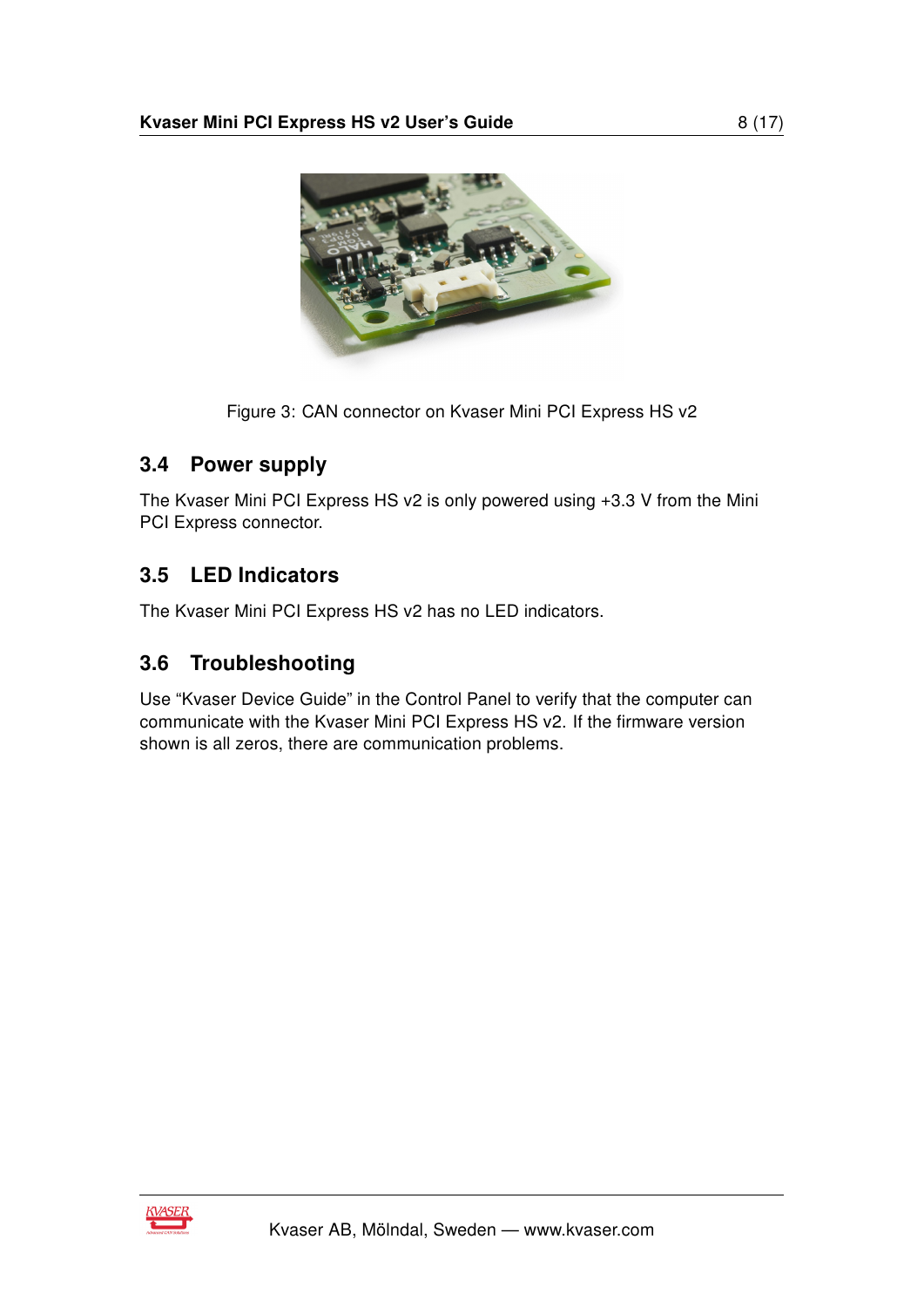Figure 3: CAN connector on Kvaser Mini PCI Express HS v2

### 3.4 Power supply

The Kvaser Mini PCI Express HS v2 is only powered using +3.3 V from the Mini PCI Express connector.

### 3.5 LED Indicators

The Kvaser Mini PCI Express HS v2 has no LED indicators.

### 3.6 Troubleshooting

Use “Kvaser Device Guide” in the Control Panel to verify that the computer can communicate with the Kvaser Mini PCI Express HS v2. If the firmware version shown is all zeros, there are communication problems.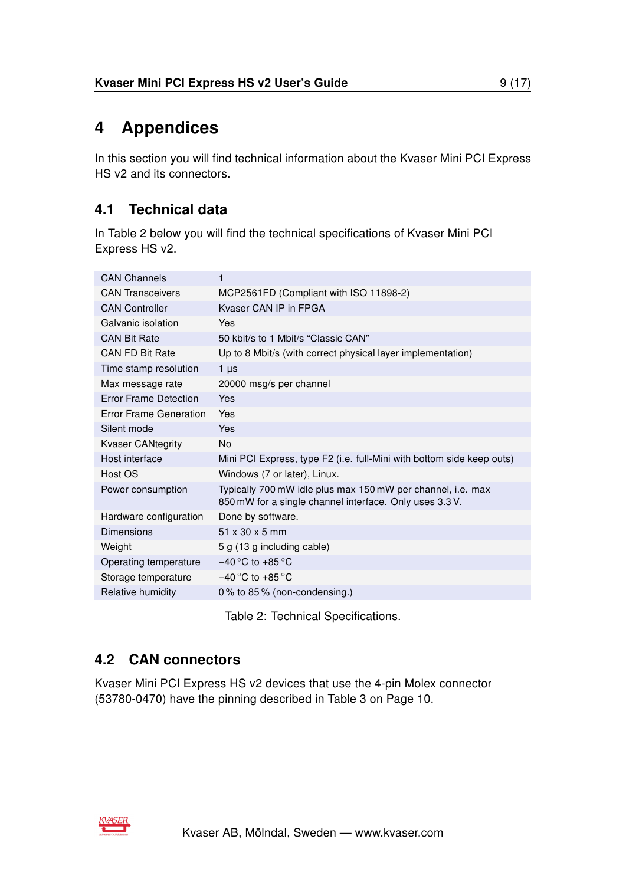# 4 Appendices

In this section you will find technical information about the Kvaser Mini PCI Express HS v2 and its connectors.

## 4.1 Technical data

In Table 2 below you will find the technical specifications of Kvaser Mini PCI Express HS v2.

| | |
|---|---|
| CAN Channels | 1 |
| CAN Transceivers | MCP2561FD (Compliant with ISO 11898-2) |
| CAN Controller | Kvaser CAN IP in FPGA |
| Galvanic isolation | Yes |
| CAN Bit Rate | 50 kbit/s to 1 Mbit/s “Classic CAN” |
| CAN FD Bit Rate | Up to 8 Mbit/s (with correct physical layer implementation) |
| Time stamp resolution | 1 µs |
| Max message rate | 20000 msg/s per channel |
| Error Frame Detection | Yes |
| Error Frame Generation | Yes |
| Silent mode | Yes |
| Kvaser CANtegrity | No |
| Host interface | Mini PCI Express, type F2 (i.e. full-Mini with bottom side keep outs) |
| Host OS | Windows (7 or later), Linux. |
| Power consumption | Typically 700 mW idle plus max 150 mW per channel, i.e. max 850 mW for a single channel interface. Only uses 3.3 V. |
| Hardware configuration | Done by software. |
| Dimensions | 51 x 30 x 5 mm |
| Weight | 5 g (13 g including cable) |
| Operating temperature | −40 °C to +85 °C |
| Storage temperature | −40 °C to +85 °C |
| Relative humidity | 0 % to 85 % (non-condensing.) |

Table 2: Technical Specifications.

## 4.2 CAN connectors

Kvaser Mini PCI Express HS v2 devices that use the 4-pin Molex connector (53780-0470) have the pinning described in Table 3 on Page 10.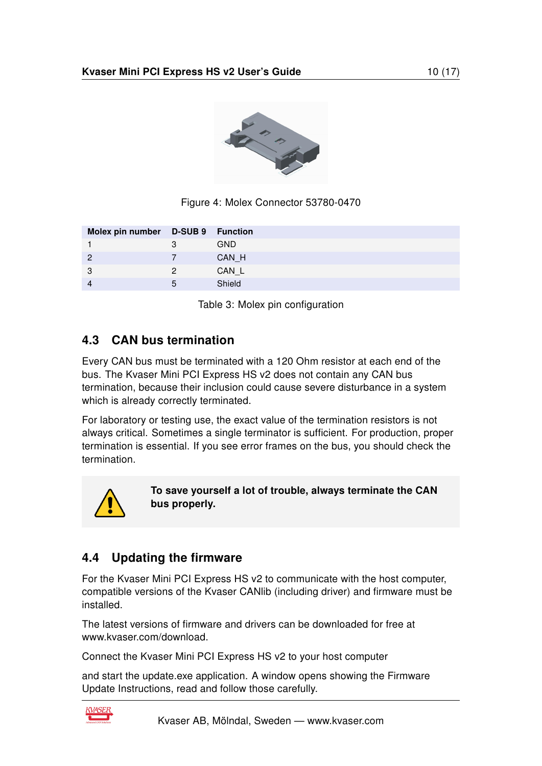Figure 4: Molex Connector 53780-0470

| Molex pin number | D-SUB 9 | Function |
|---|---|---|
| 1 | 3 | GND |
| 2 | 7 | CAN_H |
| 3 | 2 | CAN_L |
| 4 | 5 | Shield |

Table 3: Molex pin configuration

## 4.3 CAN bus termination

Every CAN bus must be terminated with a 120 Ohm resistor at each end of the bus. The Kvaser Mini PCI Express HS v2 does not contain any CAN bus termination, because their inclusion could cause severe disturbance in a system which is already correctly terminated.

For laboratory or testing use, the exact value of the termination resistors is not always critical. Sometimes a single terminator is sufficient. For production, proper termination is essential. If you see error frames on the bus, you should check the termination.

**To save yourself a lot of trouble, always terminate the CAN bus properly.**

## 4.4 Updating the firmware

For the Kvaser Mini PCI Express HS v2 to communicate with the host computer, compatible versions of the Kvaser CANlib (including driver) and firmware must be installed.

The latest versions of firmware and drivers can be downloaded for free at www.kvaser.com/download.

Connect the Kvaser Mini PCI Express HS v2 to your host computer

and start the update.exe application. A window opens showing the Firmware Update Instructions, read and follow those carefully.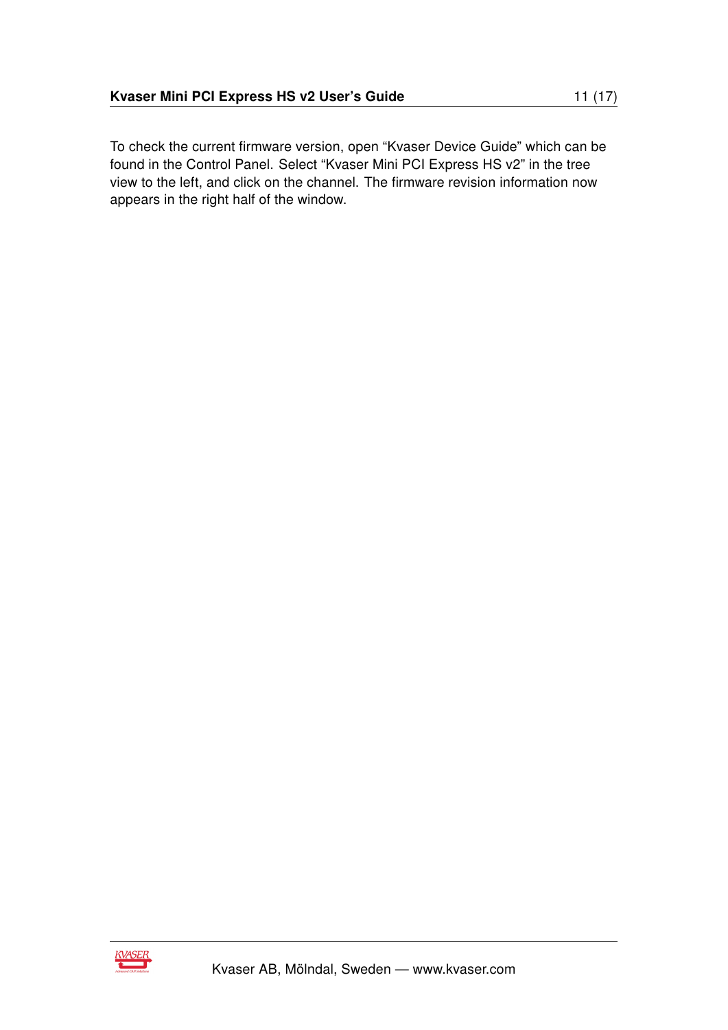To check the current firmware version, open “Kvaser Device Guide” which can be found in the Control Panel. Select “Kvaser Mini PCI Express HS v2” in the tree view to the left, and click on the channel. The firmware revision information now appears in the right half of the window.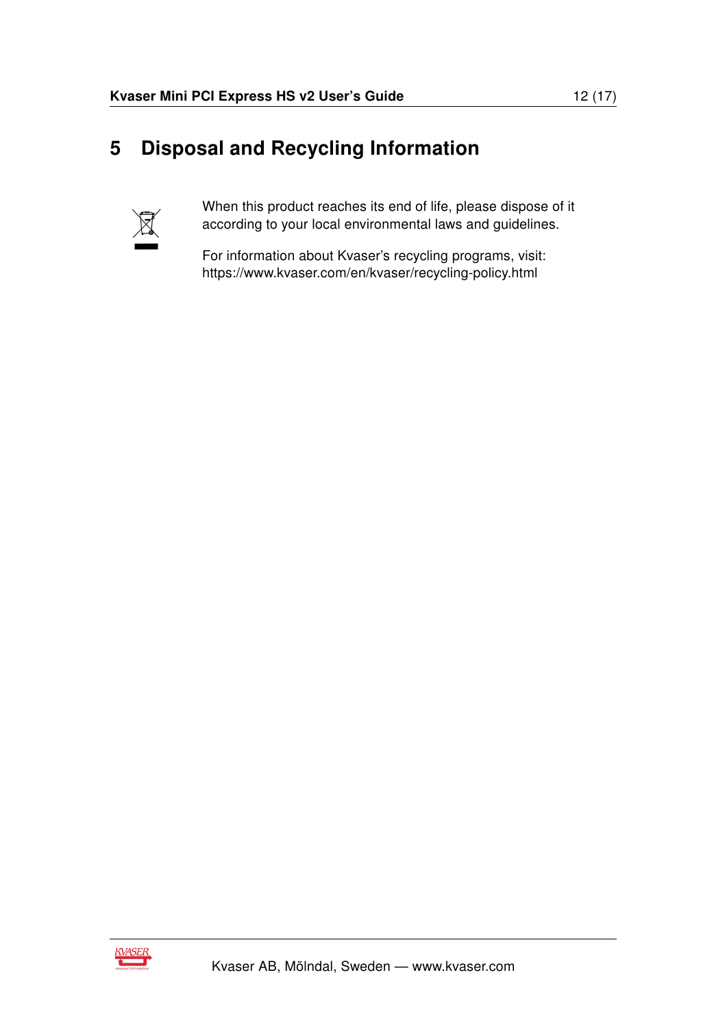# 5 Disposal and Recycling Information

When this product reaches its end of life, please dispose of it according to your local environmental laws and guidelines.

For information about Kvaser's recycling programs, visit: https://www.kvaser.com/en/kvaser/recycling-policy.html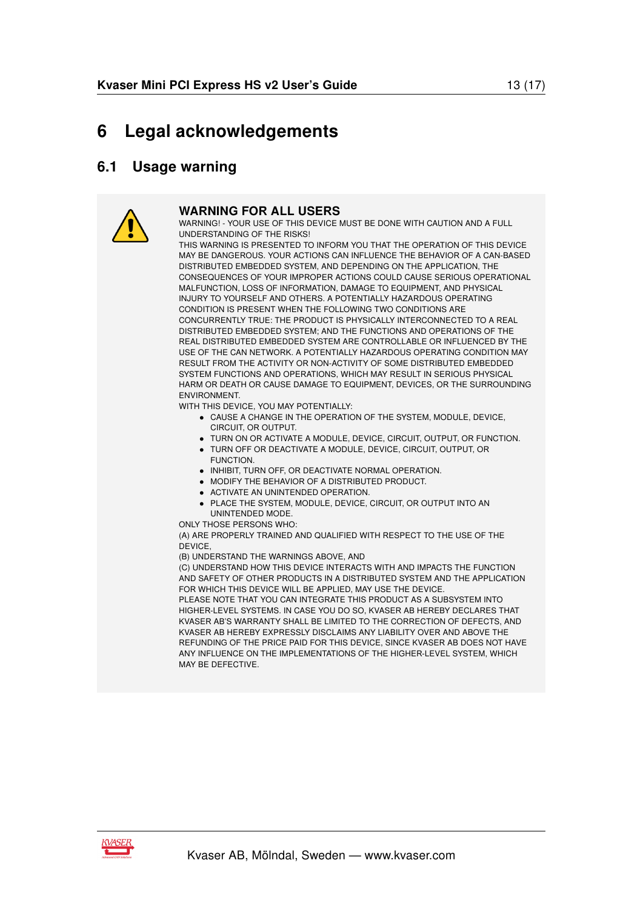# 6 Legal acknowledgements

## 6.1 Usage warning

**WARNING FOR ALL USERS**

WARNING! - YOUR USE OF THIS DEVICE MUST BE DONE WITH CAUTION AND A FULL UNDERSTANDING OF THE RISKS!

THIS WARNING IS PRESENTED TO INFORM YOU THAT THE OPERATION OF THIS DEVICE MAY BE DANGEROUS. YOUR ACTIONS CAN INFLUENCE THE BEHAVIOR OF A CAN-BASED DISTRIBUTED EMBEDDED SYSTEM, AND DEPENDING ON THE APPLICATION, THE CONSEQUENCES OF YOUR IMPROPER ACTIONS COULD CAUSE SERIOUS OPERATIONAL MALFUNCTION, LOSS OF INFORMATION, DAMAGE TO EQUIPMENT, AND PHYSICAL INJURY TO YOURSELF AND OTHERS. A POTENTIALLY HAZARDOUS OPERATING CONDITION IS PRESENT WHEN THE FOLLOWING TWO CONDITIONS ARE CONCURRENTLY TRUE: THE PRODUCT IS PHYSICALLY INTERCONNECTED TO A REAL DISTRIBUTED EMBEDDED SYSTEM; AND THE FUNCTIONS AND OPERATIONS OF THE REAL DISTRIBUTED EMBEDDED SYSTEM ARE CONTROLLABLE OR INFLUENCED BY THE USE OF THE CAN NETWORK. A POTENTIALLY HAZARDOUS OPERATING CONDITION MAY RESULT FROM THE ACTIVITY OR NON-ACTIVITY OF SOME DISTRIBUTED EMBEDDED SYSTEM FUNCTIONS AND OPERATIONS, WHICH MAY RESULT IN SERIOUS PHYSICAL HARM OR DEATH OR CAUSE DAMAGE TO EQUIPMENT, DEVICES, OR THE SURROUNDING ENVIRONMENT.

WITH THIS DEVICE, YOU MAY POTENTIALLY:

- CAUSE A CHANGE IN THE OPERATION OF THE SYSTEM, MODULE, DEVICE, CIRCUIT, OR OUTPUT.
- TURN ON OR ACTIVATE A MODULE, DEVICE, CIRCUIT, OUTPUT, OR FUNCTION.
- TURN OFF OR DEACTIVATE A MODULE, DEVICE, CIRCUIT, OUTPUT, OR FUNCTION.
- INHIBIT, TURN OFF, OR DEACTIVATE NORMAL OPERATION.
- MODIFY THE BEHAVIOR OF A DISTRIBUTED PRODUCT.
- ACTIVATE AN UNINTENDED OPERATION.
- PLACE THE SYSTEM, MODULE, DEVICE, CIRCUIT, OR OUTPUT INTO AN UNINTENDED MODE.

ONLY THOSE PERSONS WHO:

(A) ARE PROPERLY TRAINED AND QUALIFIED WITH RESPECT TO THE USE OF THE DEVICE,

(B) UNDERSTAND THE WARNINGS ABOVE, AND

(C) UNDERSTAND HOW THIS DEVICE INTERACTS WITH AND IMPACTS THE FUNCTION AND SAFETY OF OTHER PRODUCTS IN A DISTRIBUTED SYSTEM AND THE APPLICATION FOR WHICH THIS DEVICE WILL BE APPLIED, MAY USE THE DEVICE.

PLEASE NOTE THAT YOU CAN INTEGRATE THIS PRODUCT AS A SUBSYSTEM INTO HIGHER-LEVEL SYSTEMS. IN CASE YOU DO SO, KVASER AB HEREBY DECLARES THAT KVASER AB'S WARRANTY SHALL BE LIMITED TO THE CORRECTION OF DEFECTS, AND KVASER AB HEREBY EXPRESSLY DISCLAIMS ANY LIABILITY OVER AND ABOVE THE REFUNDING OF THE PRICE PAID FOR THIS DEVICE, SINCE KVASER AB DOES NOT HAVE ANY INFLUENCE ON THE IMPLEMENTATIONS OF THE HIGHER-LEVEL SYSTEM, WHICH MAY BE DEFECTIVE.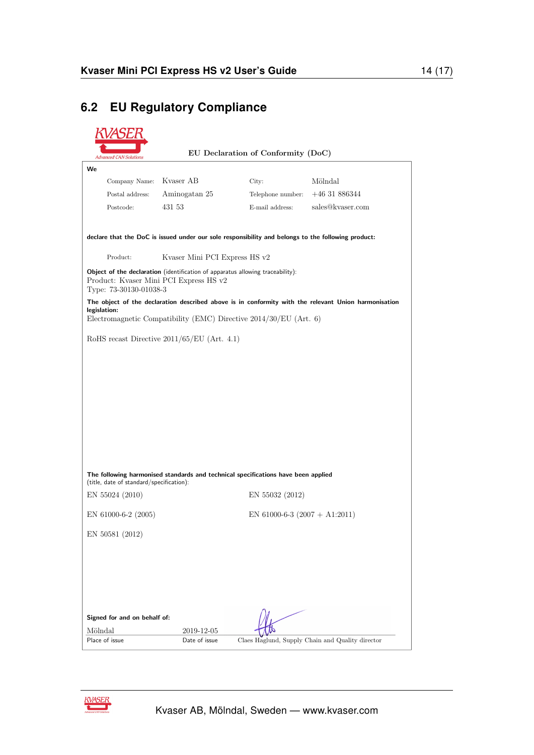## 6.2 EU Regulatory Compliance

EU Declaration of Conformity (DoC)

**We**

| | | | |
|---|---|---|---|
| Company Name: | Kvaser AB | City: | Mölndal |
| Postal address: | Aminogatan 25 | Telephone number: | +46 31 886344 |
| Postcode: | 431 53 | E-mail address: | sales@kvaser.com |

**declare that the DoC is issued under our sole responsibility and belongs to the following product:**

Product: Kvaser Mini PCI Express HS v2

**Object of the declaration** (identification of apparatus allowing traceability):
Product: Kvaser Mini PCI Express HS v2
Type: 73-30130-01038-3

**The object of the declaration described above is in conformity with the relevant Union harmonisation legislation:**
Electromagnetic Compatibility (EMC) Directive 2014/30/EU (Art. 6)

RoHS recast Directive 2011/65/EU (Art. 4.1)

**The following harmonised standards and technical specifications have been applied** (title, date of standard/specification):

EN 55024 (2010)

EN 55032 (2012)

EN 61000-6-2 (2005)

EN 61000-6-3 (2007 + A1:2011)

EN 50581 (2012)

**Signed for and on behalf of:**

| Mölndal | 2019-12-05 | |
|---|---|---|
| Place of issue | Date of issue | Claes Haglund, Supply Chain and Quality director |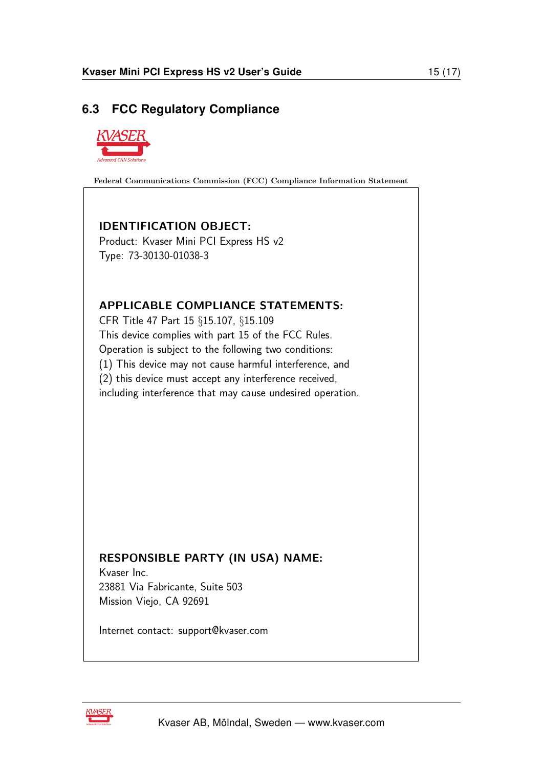## 6.3 FCC Regulatory Compliance

KVASER
Advanced CAN Solutions

Federal Communications Commission (FCC) Compliance Information Statement

**IDENTIFICATION OBJECT:**
Product: Kvaser Mini PCI Express HS v2
Type: 73-30130-01038-3

**APPLICABLE COMPLIANCE STATEMENTS:**
CFR Title 47 Part 15 §15.107, §15.109
This device complies with part 15 of the FCC Rules.
Operation is subject to the following two conditions:
(1) This device may not cause harmful interference, and
(2) this device must accept any interference received,
including interference that may cause undesired operation.

**RESPONSIBLE PARTY (IN USA) NAME:**
Kvaser Inc.
23881 Via Fabricante, Suite 503
Mission Viejo, CA 92691

Internet contact: support@kvaser.com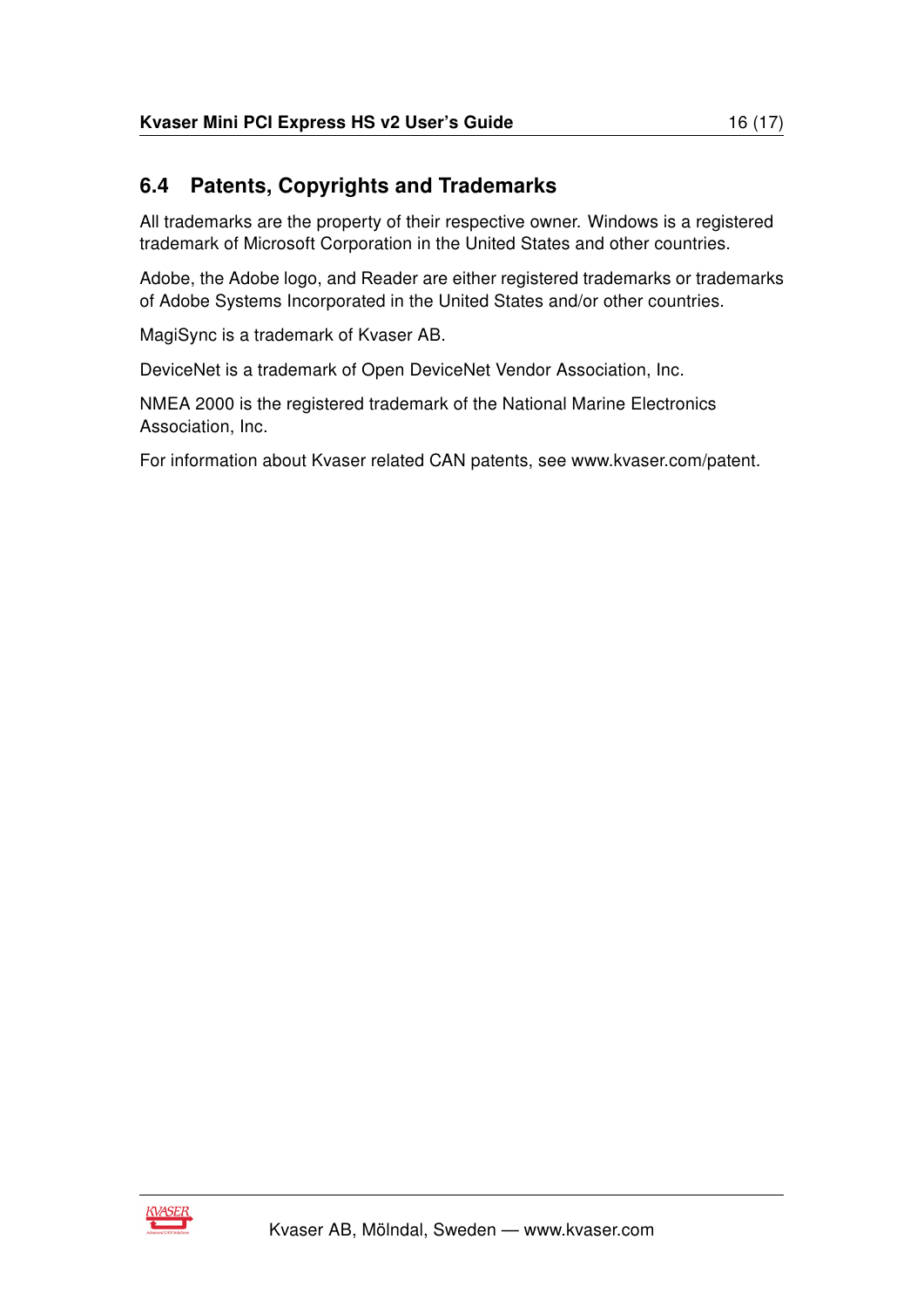## 6.4 Patents, Copyrights and Trademarks

All trademarks are the property of their respective owner. Windows is a registered trademark of Microsoft Corporation in the United States and other countries.

Adobe, the Adobe logo, and Reader are either registered trademarks or trademarks of Adobe Systems Incorporated in the United States and/or other countries.

MagiSync is a trademark of Kvaser AB.

DeviceNet is a trademark of Open DeviceNet Vendor Association, Inc.

NMEA 2000 is the registered trademark of the National Marine Electronics Association, Inc.

For information about Kvaser related CAN patents, see www.kvaser.com/patent.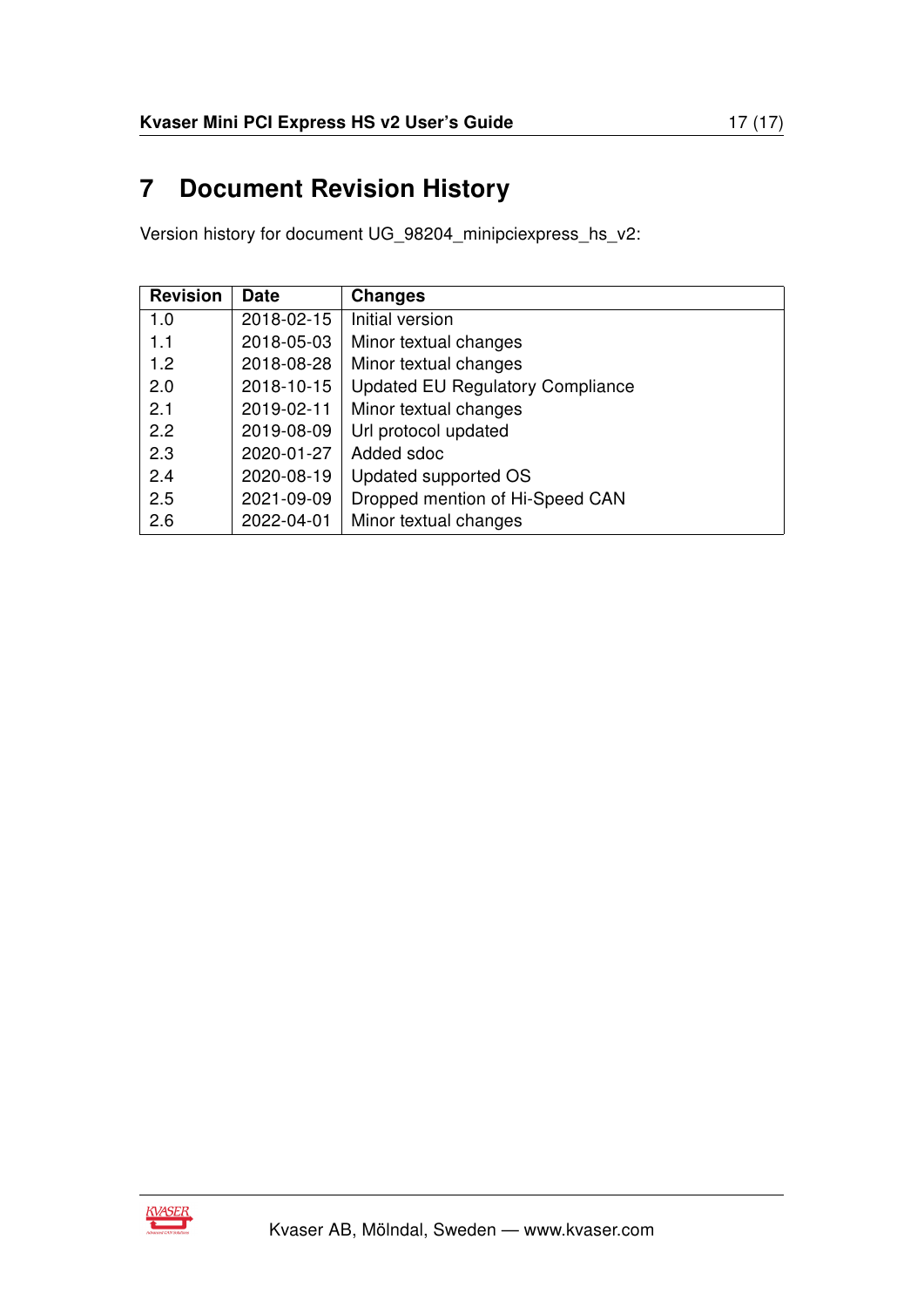# 7 Document Revision History

Version history for document UG_98204_minipciexpress_hs_v2:

| Revision | Date | Changes |
|---|---|---|
| 1.0 | 2018-02-15 | Initial version |
| 1.1 | 2018-05-03 | Minor textual changes |
| 1.2 | 2018-08-28 | Minor textual changes |
| 2.0 | 2018-10-15 | Updated EU Regulatory Compliance |
| 2.1 | 2019-02-11 | Minor textual changes |
| 2.2 | 2019-08-09 | Url protocol updated |
| 2.3 | 2020-01-27 | Added sdoc |
| 2.4 | 2020-08-19 | Updated supported OS |
| 2.5 | 2021-09-09 | Dropped mention of Hi-Speed CAN |
| 2.6 | 2022-04-01 | Minor textual changes |